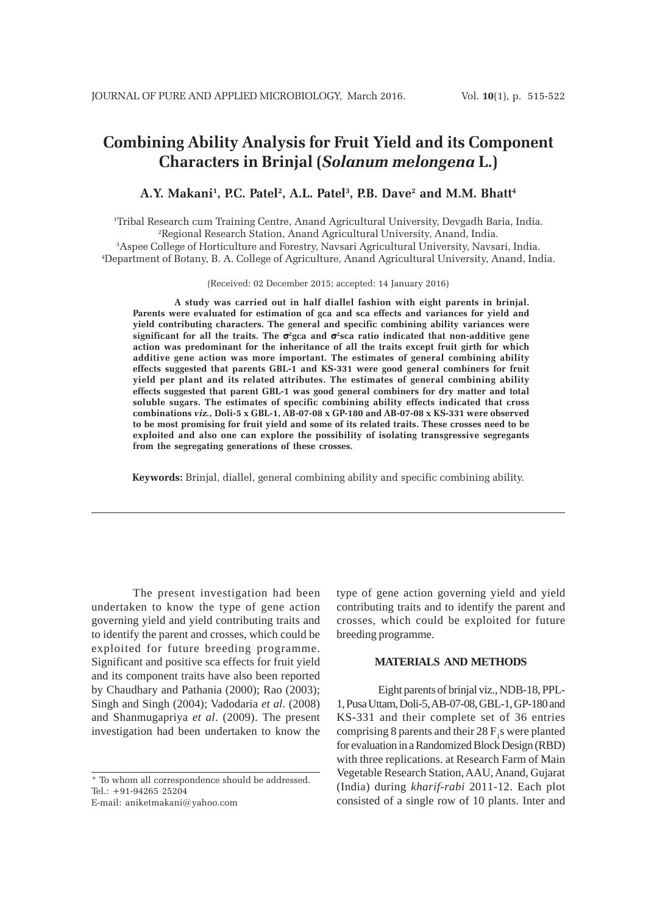# Combining Ability Analysis for Fruit Yield and its Component Characters in Brinjal (*Solanum melongena* L.)

**A.Y. Makani[1], P.C. Patel[2], A.L. Patel[3], P.B. Dave[2] and M.M. Bhatt[4]**

[1]Tribal Research cum Training Centre, Anand Agricultural University, Devgadh Baria, India.
[2]Regional Research Station, Anand Agricultural University, Anand, India.
[3]Aspee College of Horticulture and Forestry, Navsari Agricultural University, Navsari, India.
[4]Department of Botany, B. A. College of Agriculture, Anand Agricultural University, Anand, India.

(Received: 02 December 2015; accepted: 14 January 2016)

**A study was carried out in half diallel fashion with eight parents in brinjal. Parents were evaluated for estimation of gca and sca effects and variances for yield and yield contributing characters. The general and specific combining ability variances were significant for all the traits. The $\sigma^2$gca and $\sigma^2$sca ratio indicated that non-additive gene action was predominant for the inheritance of all the traits except fruit girth for which additive gene action was more important. The estimates of general combining ability effects suggested that parents GBL-1 and KS-331 were good general combiners for fruit yield per plant and its related attributes. The estimates of general combining ability effects suggested that parent GBL-1 was good general combiners for dry matter and total soluble sugars. The estimates of specific combining ability effects indicated that cross combinations *viz.*, Doli-5 x GBL-1, AB-07-08 x GP-180 and AB-07-08 x KS-331 were observed to be most promising for fruit yield and some of its related traits. These crosses need to be exploited and also one can explore the possibility of isolating transgressive segregants from the segregating generations of these crosses.**

**Keywords:** Brinjal, diallel, general combining ability and specific combining ability.

The present investigation had been undertaken to know the type of gene action governing yield and yield contributing traits and to identify the parent and crosses, which could be exploited for future breeding programme. Significant and positive sca effects for fruit yield and its component traits have also been reported by Chaudhary and Pathania (2000); Rao (2003); Singh and Singh (2004); Vadodaria *et al*. (2008) and Shanmugapriya *et al*. (2009). The present investigation had been undertaken to know the type of gene action governing yield and yield contributing traits and to identify the parent and crosses, which could be exploited for future breeding programme.

## MATERIALS AND METHODS

Eight parents of brinjal viz., NDB-18, PPL-1, Pusa Uttam, Doli-5, AB-07-08, GBL-1, GP-180 and KS-331 and their complete set of 36 entries comprising 8 parents and their 28 $F_1$s were planted for evaluation in a Randomized Block Design (RBD) with three replications. at Research Farm of Main Vegetable Research Station, AAU, Anand, Gujarat (India) during *kharif-rabi* 2011-12. Each plot consisted of a single row of 10 plants. Inter and

\* To whom all correspondence should be addressed.
Tel.: +91-94265 25204
E-mail: aniketmakani@yahoo.com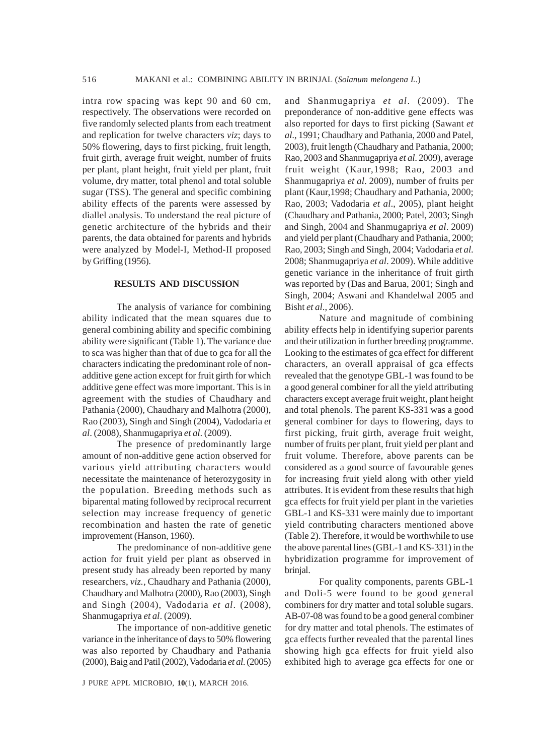intra row spacing was kept 90 and 60 cm, respectively. The observations were recorded on five randomly selected plants from each treatment and replication for twelve characters *viz*; days to 50% flowering, days to first picking, fruit length, fruit girth, average fruit weight, number of fruits per plant, plant height, fruit yield per plant, fruit volume, dry matter, total phenol and total soluble sugar (TSS). The general and specific combining ability effects of the parents were assessed by diallel analysis. To understand the real picture of genetic architecture of the hybrids and their parents, the data obtained for parents and hybrids were analyzed by Model-I, Method-II proposed by Griffing (1956).

## RESULTS AND DISCUSSION

The analysis of variance for combining ability indicated that the mean squares due to general combining ability and specific combining ability were significant (Table 1). The variance due to sca was higher than that of due to gca for all the characters indicating the predominant role of non-additive gene action except for fruit girth for which additive gene effect was more important. This is in agreement with the studies of Chaudhary and Pathania (2000), Chaudhary and Malhotra (2000), Rao (2003), Singh and Singh (2004), Vadodaria *et al*. (2008), Shanmugapriya *et al*. (2009).

The presence of predominantly large amount of non-additive gene action observed for various yield attributing characters would necessitate the maintenance of heterozygosity in the population. Breeding methods such as biparental mating followed by reciprocal recurrent selection may increase frequency of genetic recombination and hasten the rate of genetic improvement (Hanson, 1960).

The predominance of non-additive gene action for fruit yield per plant as observed in present study has already been reported by many researchers, *viz.*, Chaudhary and Pathania (2000), Chaudhary and Malhotra (2000), Rao (2003), Singh and Singh (2004), Vadodaria *et al*. (2008), Shanmugapriya *et al*. (2009).

The importance of non-additive genetic variance in the inheritance of days to 50% flowering was also reported by Chaudhary and Pathania (2000), Baig and Patil (2002), Vadodaria *et al*. (2005) and Shanmugapriya *et al*. (2009). The preponderance of non-additive gene effects was also reported for days to first picking (Sawant *et al*., 1991; Chaudhary and Pathania, 2000 and Patel, 2003), fruit length (Chaudhary and Pathania, 2000; Rao, 2003 and Shanmugapriya *et al*. 2009), average fruit weight (Kaur,1998; Rao, 2003 and Shanmugapriya *et al*. 2009), number of fruits per plant (Kaur,1998; Chaudhary and Pathania, 2000; Rao, 2003; Vadodaria *et al*., 2005), plant height (Chaudhary and Pathania, 2000; Patel, 2003; Singh and Singh, 2004 and Shanmugapriya *et al*. 2009) and yield per plant (Chaudhary and Pathania, 2000; Rao, 2003; Singh and Singh, 2004; Vadodaria *et al*. 2008; Shanmugapriya *et al*. 2009). While additive genetic variance in the inheritance of fruit girth was reported by (Das and Barua, 2001; Singh and Singh, 2004; Aswani and Khandelwal 2005 and Bisht *et al*., 2006).

Nature and magnitude of combining ability effects help in identifying superior parents and their utilization in further breeding programme. Looking to the estimates of gca effect for different characters, an overall appraisal of gca effects revealed that the genotype GBL-1 was found to be a good general combiner for all the yield attributing characters except average fruit weight, plant height and total phenols. The parent KS-331 was a good general combiner for days to flowering, days to first picking, fruit girth, average fruit weight, number of fruits per plant, fruit yield per plant and fruit volume. Therefore, above parents can be considered as a good source of favourable genes for increasing fruit yield along with other yield attributes. It is evident from these results that high gca effects for fruit yield per plant in the varieties GBL-1 and KS-331 were mainly due to important yield contributing characters mentioned above (Table 2). Therefore, it would be worthwhile to use the above parental lines (GBL-1 and KS-331) in the hybridization programme for improvement of brinjal.

For quality components, parents GBL-1 and Doli-5 were found to be good general combiners for dry matter and total soluble sugars. AB-07-08 was found to be a good general combiner for dry matter and total phenols. The estimates of gca effects further revealed that the parental lines showing high gca effects for fruit yield also exhibited high to average gca effects for one or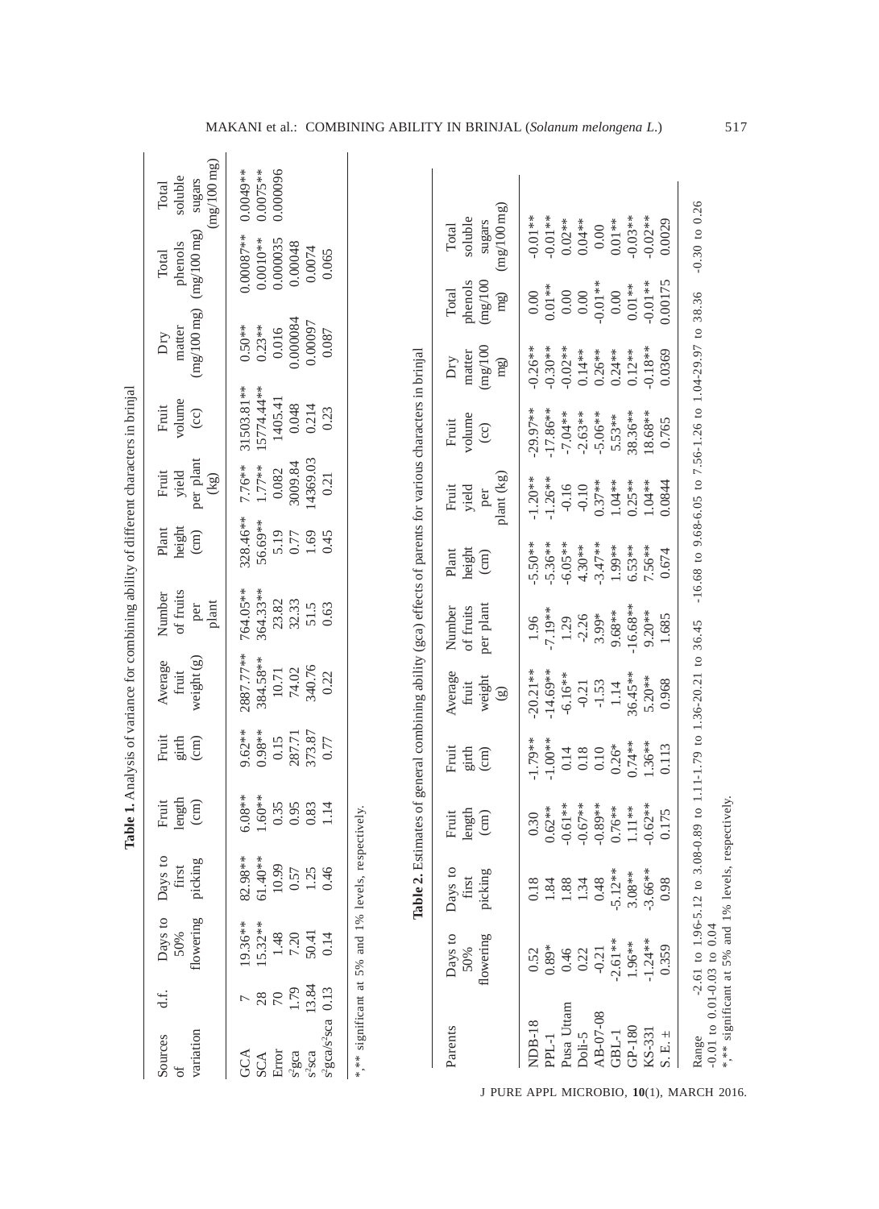**Table 1.** Analysis of variance for combining ability of different characters in brinjal

| Sources of variation | d.f. | Days to 50% flowering | Days to first picking | Fruit length (cm) | Fruit girth (cm) | Average fruit weight (g) | Number of fruits per plant | Plant height (cm) | Fruit yield per plant (kg) | Fruit volume (cc) | Dry matter (mg/100 mg) | Total phenols (mg/100 mg) | Total soluble sugars (mg/100 mg) |
|---|---|---|---|---|---|---|---|---|---|---|---|---|---|
| GCA | 7 | 19.36** | 82.98** | 6.08** | 9.62** | 2887.77** | 764.05** | 328.46** | 7.76** | 31503.81** | 0.50** | 0.00087** | 0.0049** |
| SCA | 28 | 15.32** | 61.40** | 1.60** | 0.98** | 384.58** | 364.33** | 56.69** | 1.77** | 15774.44** | 0.23** | 0.0010** | 0.0075** |
| Error | 70 | 1.48 | 10.99 | 0.35 | 0.15 | 10.71 | 23.82 | 5.19 | 0.082 | 1405.41 | 0.016 | 0.000035 | 0.000096 |
| $s^2$gca | 1.79 | 7.20 | 0.57 | 0.95 | 287.71 | 74.02 | 32.33 | 0.77 | 3009.84 | 0.048 | 0.000084 | 0.00048 | |
| $s^2$sca | 13.84 | 50.41 | 1.25 | 0.83 | 373.87 | 340.76 | 51.5 | 1.69 | 14369.03 | 0.214 | 0.00097 | 0.0074 | |
| $s^2$gca/$s^2$sca | 0.13 | 0.14 | 0.46 | 1.14 | 0.77 | 0.22 | 0.63 | 0.45 | 0.21 | 0.23 | 0.087 | 0.065 | |

*,** significant at 5% and 1% levels, respectively.

**Table 2.** Estimates of general combining ability (gca) effects of parents for various characters in brinjal

| Parents | Days to 50% flowering | Days to first picking | Fruit length (cm) | Fruit girth (cm) | Average fruit weight (g) | Number of fruits per plant | Plant height (cm) | Fruit yield per plant (kg) | Fruit volume (cc) | Dry matter (mg/100 mg) | Total phenols (mg/100 mg) | Total soluble sugars (mg/100 mg) |
|---|---|---|---|---|---|---|---|---|---|---|---|---|
| NDB-18 | 0.52 | 0.18 | 0.30 | -1.79** | -20.21** | 1.96 | -5.50** | -1.20** | -29.97** | -0.26** | 0.00 | -0.01** |
| PPL-1 | 0.89* | 1.84 | 0.62** | -1.00** | -14.69** | -7.19** | -5.36** | -1.26** | -17.86** | -0.30** | 0.01** | -0.01** |
| Pusa Uttam | 0.46 | 1.88 | -0.61** | 0.14 | -6.16** | 1.29 | -6.05** | -0.16 | -7.04** | -0.02** | 0.00 | 0.02** |
| Doli-5 | 0.22 | 1.34 | -0.67** | 0.18 | -0.21 | -2.26 | 4.30** | -0.10 | -2.63** | 0.14** | 0.00 | 0.04** |
| AB-07-08 | -0.21 | 0.48 | -0.89** | 0.10 | -1.53 | 3.99* | -3.47** | 0.37** | -5.06** | 0.26** | -0.01** | 0.00 |
| GBL-1 | -2.61** | -5.12** | 0.76** | 0.26* | 1.14 | 9.68** | 1.99** | 1.04** | 5.53** | 0.24** | 0.00 | 0.01** |
| GP-180 | 1.96** | 3.08** | 1.11** | 0.74** | 36.45** | -16.68** | 6.53** | 0.25** | 38.36** | 0.12** | 0.01** | -0.03** |
| KS-331 | -1.24** | -3.66** | -0.62** | 1.36** | 5.20** | 9.20** | 7.56** | 1.04** | 18.68** | -0.18** | -0.01** | -0.02** |
| S. E. ± | 0.359 | 0.98 | 0.175 | 0.113 | 0.968 | 1.685 | 0.674 | 0.0844 | 0.765 | 0.0369 | 0.00175 | 0.0029 |
| Range | -2.61 to 1.96 | -5.12 to 3.08 | -0.89 to 1.11 | -1.79 to 1.36 | -20.21 to 36.45 | -16.68 to 9.68 | -6.05 to 7.56 | -1.26 to 7.56 | -1.26 to 1.04 | -29.97 to 38.36 | -0.01 to 0.01 | -0.03 to 0.04 |

*,** significant at 5% and 1% levels, respectively.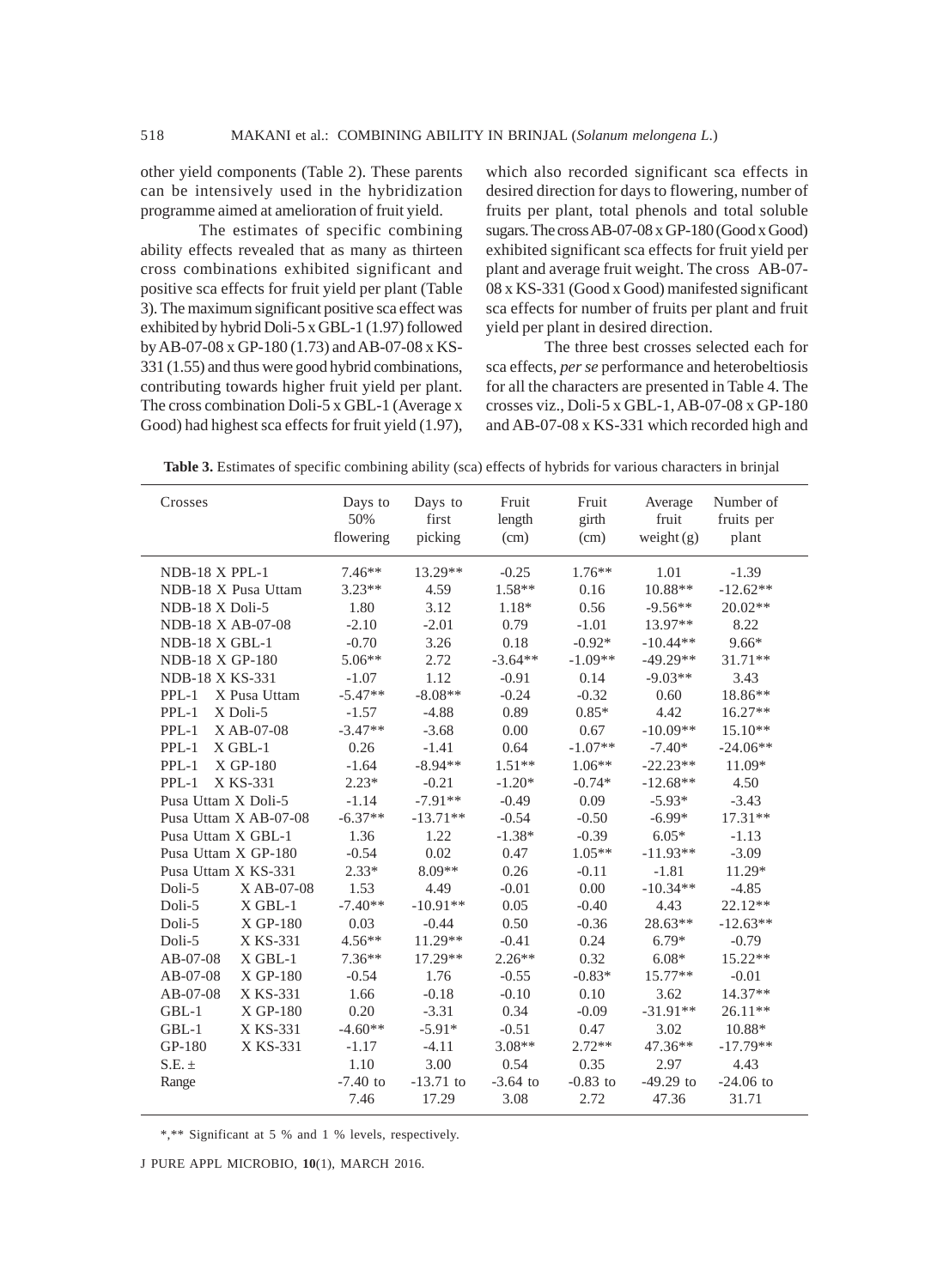other yield components (Table 2). These parents can be intensively used in the hybridization programme aimed at amelioration of fruit yield.

The estimates of specific combining ability effects revealed that as many as thirteen cross combinations exhibited significant and positive sca effects for fruit yield per plant (Table 3). The maximum significant positive sca effect was exhibited by hybrid Doli-5 x GBL-1 (1.97) followed by AB-07-08 x GP-180 (1.73) and AB-07-08 x KS-331 (1.55) and thus were good hybrid combinations, contributing towards higher fruit yield per plant. The cross combination Doli-5 x GBL-1 (Average x Good) had highest sca effects for fruit yield (1.97), which also recorded significant sca effects in desired direction for days to flowering, number of fruits per plant, total phenols and total soluble sugars. The cross AB-07-08 x GP-180 (Good x Good) exhibited significant sca effects for fruit yield per plant and average fruit weight. The cross AB-07-08 x KS-331 (Good x Good) manifested significant sca effects for number of fruits per plant and fruit yield per plant in desired direction.

The three best crosses selected each for sca effects, *per se* performance and heterobeltiosis for all the characters are presented in Table 4. The crosses viz., Doli-5 x GBL-1, AB-07-08 x GP-180 and AB-07-08 x KS-331 which recorded high and

**Table 3.** Estimates of specific combining ability (sca) effects of hybrids for various characters in brinjal

| Crosses | Days to 50% flowering | Days to first picking | Fruit length (cm) | Fruit girth (cm) | Average fruit weight (g) | Number of fruits per plant |
|---|---|---|---|---|---|---|
| NDB-18 X PPL-1 | 7.46** | 13.29** | -0.25 | 1.76** | 1.01 | -1.39 |
| NDB-18 X Pusa Uttam | 3.23** | 4.59 | 1.58** | 0.16 | 10.88** | -12.62** |
| NDB-18 X Doli-5 | 1.80 | 3.12 | 1.18* | 0.56 | -9.56** | 20.02** |
| NDB-18 X AB-07-08 | -2.10 | -2.01 | 0.79 | -1.01 | 13.97** | 8.22 |
| NDB-18 X GBL-1 | -0.70 | 3.26 | 0.18 | -0.92* | -10.44** | 9.66* |
| NDB-18 X GP-180 | 5.06** | 2.72 | -3.64** | -1.09** | -49.29** | 31.71** |
| NDB-18 X KS-331 | -1.07 | 1.12 | -0.91 | 0.14 | -9.03** | 3.43 |
| PPL-1 X Pusa Uttam | -5.47** | -8.08** | -0.24 | -0.32 | 0.60 | 18.86** |
| PPL-1 X Doli-5 | -1.57 | -4.88 | 0.89 | 0.85* | 4.42 | 16.27** |
| PPL-1 X AB-07-08 | -3.47** | -3.68 | 0.00 | 0.67 | -10.09** | 15.10** |
| PPL-1 X GBL-1 | 0.26 | -1.41 | 0.64 | -1.07** | -7.40* | -24.06** |
| PPL-1 X GP-180 | -1.64 | -8.94** | 1.51** | 1.06** | -22.23** | 11.09* |
| PPL-1 X KS-331 | 2.23* | -0.21 | -1.20* | -0.74* | -12.68** | 4.50 |
| Pusa Uttam X Doli-5 | -1.14 | -7.91** | -0.49 | 0.09 | -5.93* | -3.43 |
| Pusa Uttam X AB-07-08 | -6.37** | -13.71** | -0.54 | -0.50 | -6.99* | 17.31** |
| Pusa Uttam X GBL-1 | 1.36 | 1.22 | -1.38* | -0.39 | 6.05* | -1.13 |
| Pusa Uttam X GP-180 | -0.54 | 0.02 | 0.47 | 1.05** | -11.93** | -3.09 |
| Pusa Uttam X KS-331 | 2.33* | 8.09** | 0.26 | -0.11 | -1.81 | 11.29* |
| Doli-5 X AB-07-08 | 1.53 | 4.49 | -0.01 | 0.00 | -10.34** | -4.85 |
| Doli-5 X GBL-1 | -7.40** | -10.91** | 0.05 | -0.40 | 4.43 | 22.12** |
| Doli-5 X GP-180 | 0.03 | -0.44 | 0.50 | -0.36 | 28.63** | -12.63** |
| Doli-5 X KS-331 | 4.56** | 11.29** | -0.41 | 0.24 | 6.79* | -0.79 |
| AB-07-08 X GBL-1 | 7.36** | 17.29** | 2.26** | 0.32 | 6.08* | 15.22** |
| AB-07-08 X GP-180 | -0.54 | 1.76 | -0.55 | -0.83* | 15.77** | -0.01 |
| AB-07-08 X KS-331 | 1.66 | -0.18 | -0.10 | 0.10 | 3.62 | 14.37** |
| GBL-1 X GP-180 | 0.20 | -3.31 | 0.34 | -0.09 | -31.91** | 26.11** |
| GBL-1 X KS-331 | -4.60** | -5.91* | -0.51 | 0.47 | 3.02 | 10.88* |
| GP-180 X KS-331 | -1.17 | -4.11 | 3.08** | 2.72** | 47.36** | -17.79** |
| S.E. ± | 1.10 | 3.00 | 0.54 | 0.35 | 2.97 | 4.43 |
| Range | -7.40 to 7.46 | -13.71 to 17.29 | -3.64 to 3.08 | -0.83 to 2.72 | -49.29 to 47.36 | -24.06 to 31.71 |

*,** Significant at 5 % and 1 % levels, respectively.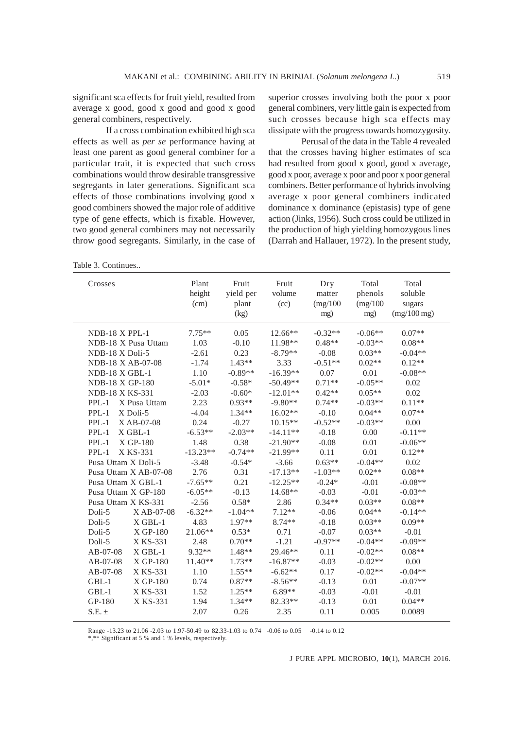significant sca effects for fruit yield, resulted from average x good, good x good and good x good general combiners, respectively.

If a cross combination exhibited high sca effects as well as *per se* performance having at least one parent as good general combiner for a particular trait, it is expected that such cross combinations would throw desirable transgressive segregants in later generations. Significant sca effects of those combinations involving good x good combiners showed the major role of additive type of gene effects, which is fixable. However, two good general combiners may not necessarily throw good segregants. Similarly, in the case of superior crosses involving both the poor x poor general combiners, very little gain is expected from such crosses because high sca effects may dissipate with the progress towards homozygosity.

Perusal of the data in the Table 4 revealed that the crosses having higher estimates of sca had resulted from good x good, good x average, good x poor, average x poor and poor x poor general combiners. Better performance of hybrids involving average x poor general combiners indicated dominance x dominance (epistasis) type of gene action (Jinks, 1956). Such cross could be utilized in the production of high yielding homozygous lines (Darrah and Hallauer, 1972). In the present study,

Table 3. Continues..

| Crosses | Plant height (cm) | Fruit yield per plant (kg) | Fruit volume (cc) | Dry matter (mg/100 mg) | Total phenols (mg/100 mg) | Total soluble sugars (mg/100 mg) |
|---|---|---|---|---|---|---|
| NDB-18 X PPL-1 | 7.75** | 0.05 | 12.66** | -0.32** | -0.06** | 0.07** |
| NDB-18 X Pusa Uttam | 1.03 | -0.10 | 11.98** | 0.48** | -0.03** | 0.08** |
| NDB-18 X Doli-5 | -2.61 | 0.23 | -8.79** | -0.08 | 0.03** | -0.04** |
| NDB-18 X AB-07-08 | -1.74 | 1.43** | 3.33 | -0.51** | 0.02** | 0.12** |
| NDB-18 X GBL-1 | 1.10 | -0.89** | -16.39** | 0.07 | 0.01 | -0.08** |
| NDB-18 X GP-180 | -5.01* | -0.58* | -50.49** | 0.71** | -0.05** | 0.02 |
| NDB-18 X KS-331 | -2.03 | -0.60* | -12.01** | 0.42** | 0.05** | 0.02 |
| PPL-1 X Pusa Uttam | 2.23 | 0.93** | -9.80** | 0.74** | -0.03** | 0.11** |
| PPL-1 X Doli-5 | -4.04 | 1.34** | 16.02** | -0.10 | 0.04** | 0.07** |
| PPL-1 X AB-07-08 | 0.24 | -0.27 | 10.15** | -0.52** | -0.03** | 0.00 |
| PPL-1 X GBL-1 | -6.53** | -2.03** | -14.11** | -0.18 | 0.00 | -0.11** |
| PPL-1 X GP-180 | 1.48 | 0.38 | -21.90** | -0.08 | 0.01 | -0.06** |
| PPL-1 X KS-331 | -13.23** | -0.74** | -21.99** | 0.11 | 0.01 | 0.12** |
| Pusa Uttam X Doli-5 | -3.48 | -0.54* | -3.66 | 0.63** | -0.04** | 0.02 |
| Pusa Uttam X AB-07-08 | 2.76 | 0.31 | -17.13** | -1.03** | 0.02** | 0.08** |
| Pusa Uttam X GBL-1 | -7.65** | 0.21 | -12.25** | -0.24* | -0.01 | -0.08** |
| Pusa Uttam X GP-180 | -6.05** | -0.13 | 14.68** | -0.03 | -0.01 | -0.03** |
| Pusa Uttam X KS-331 | -2.56 | 0.58* | 2.86 | 0.34** | 0.03** | 0.08** |
| Doli-5 X AB-07-08 | -6.32** | -1.04** | 7.12** | -0.06 | 0.04** | -0.14** |
| Doli-5 X GBL-1 | 4.83 | 1.97** | 8.74** | -0.18 | 0.03** | 0.09** |
| Doli-5 X GP-180 | 21.06** | 0.53* | 0.71 | -0.07 | 0.03** | -0.01 |
| Doli-5 X KS-331 | 2.48 | 0.70** | -1.21 | -0.97** | -0.04** | -0.09** |
| AB-07-08 X GBL-1 | 9.32** | 1.48** | 29.46** | 0.11 | -0.02** | 0.08** |
| AB-07-08 X GP-180 | 11.40** | 1.73** | -16.87** | -0.03 | -0.02** | 0.00 |
| AB-07-08 X KS-331 | 1.10 | 1.55** | -6.62** | 0.17 | -0.02** | -0.04** |
| GBL-1 X GP-180 | 0.74 | 0.87** | -8.56** | -0.13 | 0.01 | -0.07** |
| GBL-1 X KS-331 | 1.52 | 1.25** | 6.89** | -0.03 | -0.01 | -0.01 |
| GP-180 X KS-331 | 1.94 | 1.34** | 82.33** | -0.13 | 0.01 | 0.04** |
| S.E. ± | 2.07 | 0.26 | 2.35 | 0.11 | 0.005 | 0.0089 |

Range -13.23 to 21.06 -2.03 to 1.97-50.49 to 82.33-1.03 to 0.74 -0.06 to 0.05 -0.14 to 0.12

*,** Significant at 5 % and 1 % levels, respectively.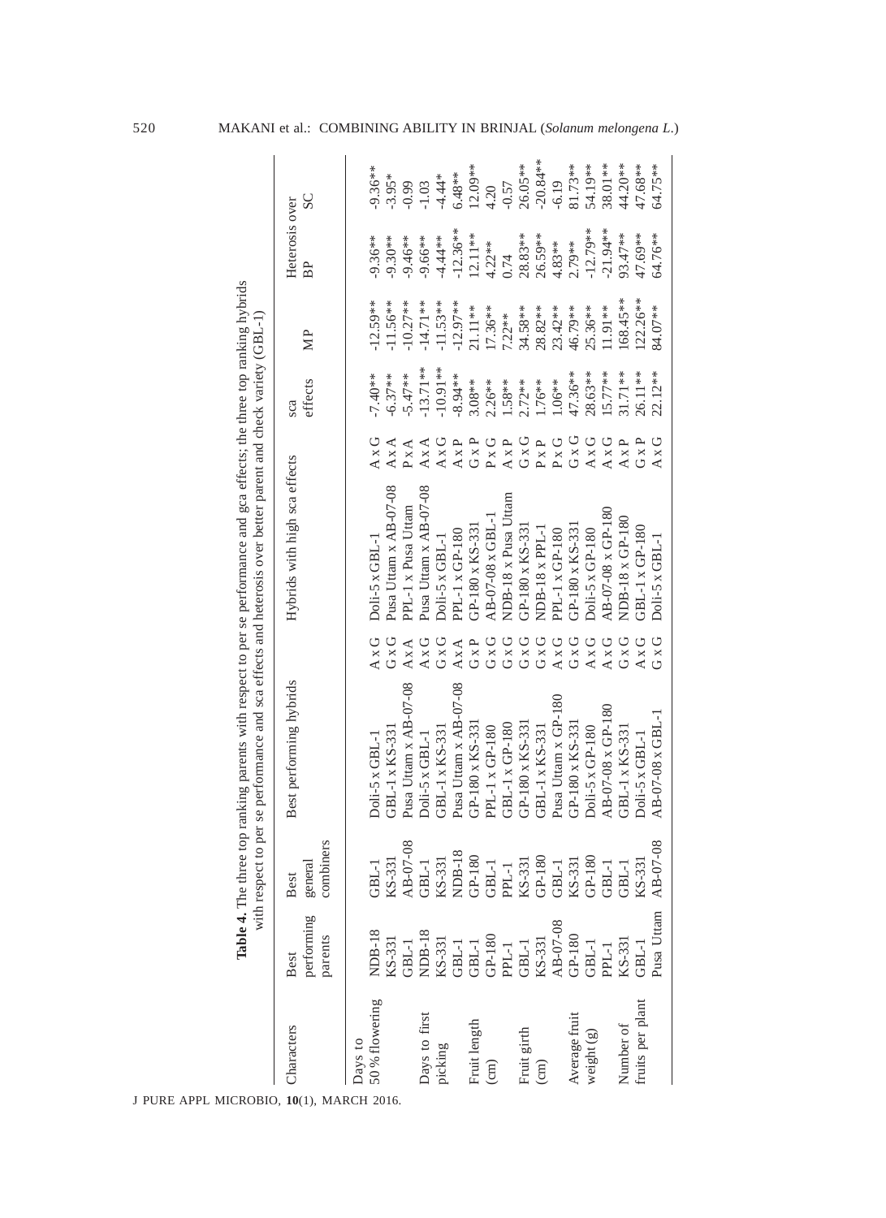**Table 4.** The three top ranking parents with respect to per se performance and gca effects; the three top ranking hybrids with respect to per se performance and sca effects and heterosis over better parent and check variety (GBL-1)

| Characters | Best performing parents | Best general combiners | Best performing hybrids | | Hybrids with high sca effects | | sca effects | Heterosis over | | |
|---|---|---|---|---|---|---|---|---|---|---|
| | | | | | | | | MP | BP | SC |
| Days to 50 % flowering | NDB-18 | GBL-1 | Doli-5 x GBL-1 | A x G | Doli-5 x GBL-1 | A x G | -7.40** | -12.59** | -9.36** | -9.36** |
| | KS-331 | KS-331 | GBL-1 x KS-331 | G x G | Pusa Uttam x AB-07-08 | A x A | -6.37** | -11.56** | -9.30** | -3.95* |
| | GBL-1 | AB-07-08 | Pusa Uttam x AB-07-08 | A x A | PPL-1 x Pusa Uttam | P x A | -5.47** | -10.27** | -9.46** | -0.99 |
| Days to first picking | NDB-18 | GBL-1 | Doli-5 x GBL-1 | A x G | Pusa Uttam x AB-07-08 | A x A | -13.71** | -14.71** | -9.66** | -1.03 |
| | KS-331 | KS-331 | GBL-1 x KS-331 | G x G | Doli-5 x GBL-1 | A x G | -10.91** | -11.53** | -4.44** | -4.44* |
| | GBL-1 | NDB-18 | Pusa Uttam x AB-07-08 | A x A | PPL-1 x GP-180 | A x P | -8.94** | -12.97** | -12.36** | 6.48** |
| Fruit length (cm) | GBL-1 | GP-180 | GP-180 x KS-331 | G x P | GP-180 x KS-331 | G x P | 3.08** | 21.11** | 12.11** | 12.09** |
| | GP-180 | GBL-1 | PPL-1 x GP-180 | G x G | AB-07-08 x GBL-1 | P x G | 2.26** | 17.36** | 4.22** | 4.20 |
| | PPL-1 | PPL-1 | GBL-1 x GP-180 | G x G | NDB-18 x Pusa Uttam | A x P | 1.58** | 7.22** | 0.74 | -0.57 |
| Fruit girth (cm) | GBL-1 | KS-331 | GP-180 x KS-331 | G x G | GP-180 x KS-331 | G x G | 2.72** | 34.58** | 28.83** | 26.05** |
| | KS-331 | GP-180 | GBL-1 x KS-331 | G x G | NDB-18 x PPL-1 | P x P | 1.76** | 28.82** | 26.59** | -20.84** |
| | AB-07-08 | GBL-1 | Pusa Uttam x GP-180 | A x G | PPL-1 x GP-180 | P x G | 1.06** | 23.42** | 4.83** | -6.19 |
| Average fruit weight (g) | GP-180 | KS-331 | GP-180 x KS-331 | G x G | GP-180 x KS-331 | G x G | 47.36** | 46.79** | 2.79** | 81.73** |
| | GBL-1 | GP-180 | Doli-5 x GP-180 | A x G | Doli-5 x GP-180 | A x G | 28.63** | 25.36** | -12.79** | 54.19** |
| | PPL-1 | GBL-1 | AB-07-08 x GP-180 | A x G | AB-07-08 x GP-180 | A x G | 15.77** | 11.91** | -21.94** | 38.01** |
| Number of fruits per plant | KS-331 | GBL-1 | GBL-1 x KS-331 | G x G | NDB-18 x GP-180 | A x P | 31.71** | 168.45** | 93.47** | 44.20** |
| | GBL-1 | KS-331 | Doli-5 x GBL-1 | A x G | GBL-1 x GP-180 | G x P | 26.11** | 122.26** | 47.69** | 47.68** |
| | Pusa Uttam | AB-07-08 | AB-07-08 x GBL-1 | G x G | Doli-5 x GBL-1 | A x G | 22.12** | 84.07** | 64.76** | 64.75** |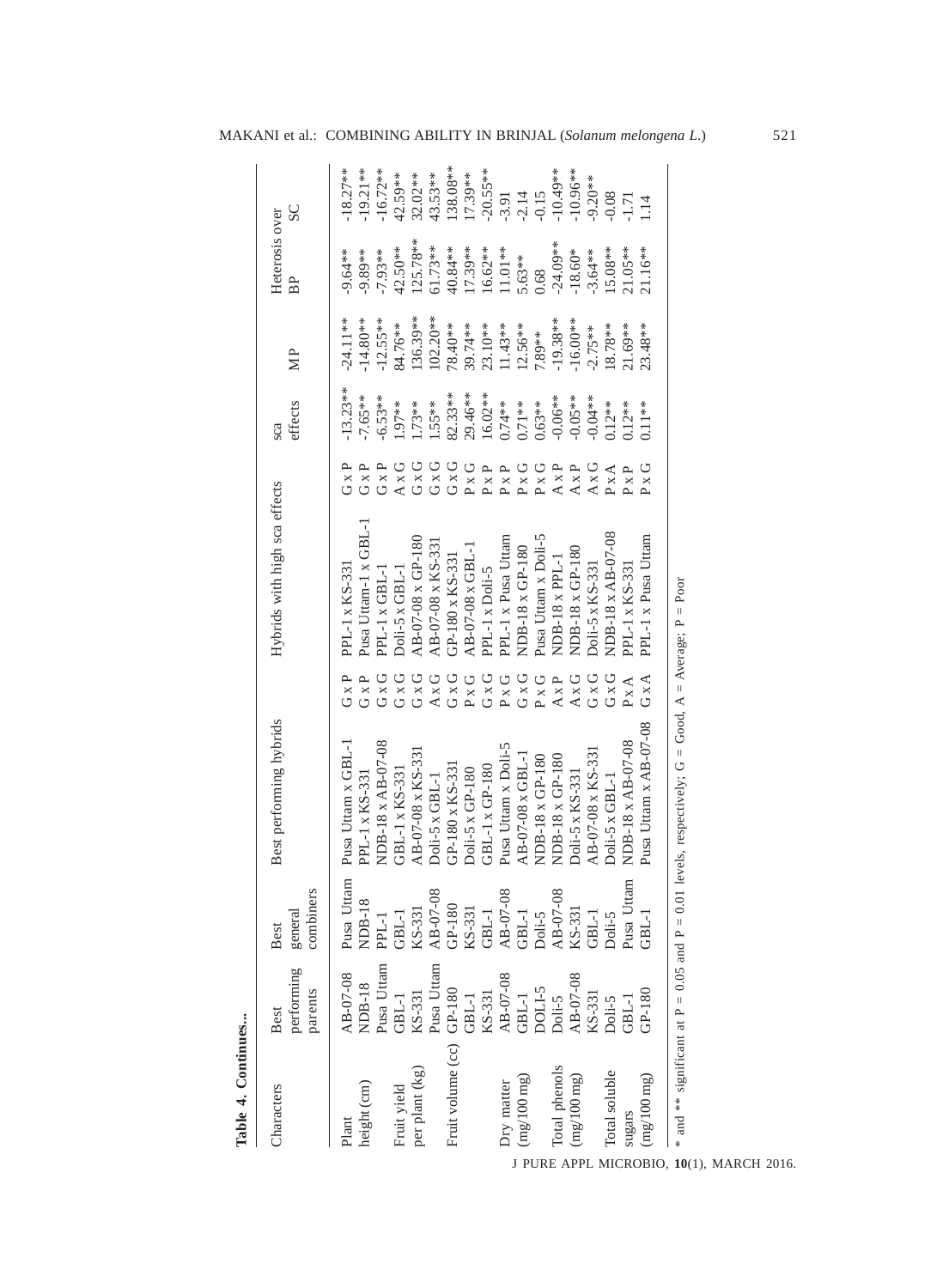**Table 4. Continues...**

| Characters | Best performing parents | Best general combiners | Best performing hybrids | | Hybrids with high sca effects | | sca effects | Heterosis over | | |
|---|---|---|---|---|---|---|---|---|---|---|
| | | | | | | | | MP | BP | SC |
| Plant height (cm) | AB-07-08 | Pusa Uttam | Pusa Uttam x GBL-1 | G x P | PPL-1 x KS-331 | G x P | -13.23** | -24.11** | -9.64** | -18.27** |
| | NDB-18 | NDB-18 | PPL-1 x KS-331 | G x P | Pusa Uttam-1 x GBL-1 | G x P | -7.65** | -14.80** | -9.89** | -19.21** |
| | Pusa Uttam | PPL-1 | NDB-18 x AB-07-08 | G x G | PPL-1 x GBL-1 | G x P | -6.53** | -12.55** | -7.93** | -16.72** |
| Fruit yield per plant (kg) | GBL-1 | GBL-1 | GBL-1 x KS-331 | G x G | Doli-5 x GBL-1 | A x G | 1.97** | 84.76** | 42.50** | 42.59** |
| | KS-331 | KS-331 | AB-07-08 x KS-331 | G x G | AB-07-08 x GP-180 | G x G | 1.73** | 136.39** | 125.78** | 32.02** |
| | Pusa Uttam | AB-07-08 | Doli-5 x GBL-1 | A x G | AB-07-08 x KS-331 | G x G | 1.55** | 102.20** | 61.73** | 43.53** |
| Fruit volume (cc) | GP-180 | GP-180 | GP-180 x KS-331 | G x G | GP-180 x KS-331 | G x G | 82.33** | 78.40** | 40.84** | 138.08** |
| | GBL-1 | KS-331 | Doli-5 x GP-180 | P x G | AB-07-08 x GBL-1 | P x G | 29.46** | 39.74** | 17.39** | 17.39** |
| | KS-331 | GBL-1 | GBL-1 x GP-180 | G x G | PPL-1 x Doli-5 | P x P | 16.02** | 23.10** | 16.62** | -20.55** |
| Dry matter (mg/100 mg) | AB-07-08 | AB-07-08 | Pusa Uttam x Doli-5 | P x G | PPL-1 x Pusa Uttam | P x P | 0.74** | 11.43** | 11.01** | -3.91 |
| | GBL-1 | GBL-1 | AB-07-08 x GBL-1 | G x G | NDB-18 x GP-180 | P x G | 0.71** | 12.56** | 5.63** | -2.14 |
| | DOLI-5 | Doli-5 | NDB-18 x GP-180 | P x G | Pusa Uttam x Doli-5 | P x G | 0.63** | 7.89** | 0.68 | -0.15 |
| Total phenols (mg/100 mg) | Doli-5 | AB-07-08 | NDB-18 x GP-180 | A x P | NDB-18 x PPL-1 | A x P | -0.06** | -19.38** | -24.09** | -10.49** |
| | AB-07-08 | KS-331 | Doli-5 x KS-331 | A x G | NDB-18 x GP-180 | A x P | -0.05** | -16.00** | -18.60* | -10.96** |
| | KS-331 | GBL-1 | AB-07-08 x KS-331 | G x G | Doli-5 x KS-331 | A x G | -0.04** | -2.75** | -3.64** | -9.20** |
| Total soluble sugars (mg/100 mg) | Doli-5 | Doli-5 | Doli-5 x GBL-1 | G x G | NDB-18 x AB-07-08 | P x A | 0.12** | 18.78** | 15.08** | -0.08 |
| | GBL-1 | Pusa Uttam | NDB-18 x AB-07-08 | P x A | PPL-1 x KS-331 | P x P | 0.12** | 21.69** | 21.05** | -1.71 |
| | GP-180 | GBL-1 | Pusa Uttam x AB-07-08 | G x A | PPL-1 x Pusa Uttam | P x G | 0.11** | 23.48** | 21.16** | 1.14 |

* and ** significant at P = 0.05 and P = 0.01 levels, respectively; G = Good, A = Average; P = Poor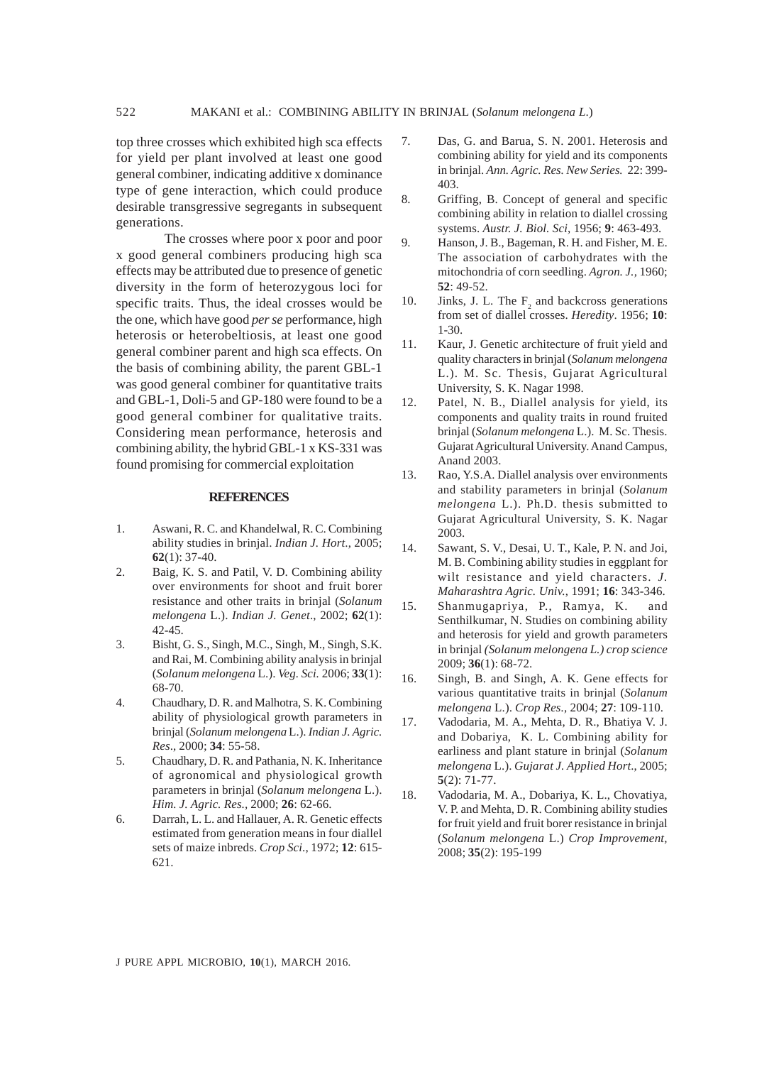top three crosses which exhibited high sca effects for yield per plant involved at least one good general combiner, indicating additive x dominance type of gene interaction, which could produce desirable transgressive segregants in subsequent generations.

The crosses where poor x poor and poor x good general combiners producing high sca effects may be attributed due to presence of genetic diversity in the form of heterozygous loci for specific traits. Thus, the ideal crosses would be the one, which have good *per se* performance, high heterosis or heterobeltiosis, at least one good general combiner parent and high sca effects. On the basis of combining ability, the parent GBL-1 was good general combiner for quantitative traits and GBL-1, Doli-5 and GP-180 were found to be a good general combiner for qualitative traits. Considering mean performance, heterosis and combining ability, the hybrid GBL-1 x KS-331 was found promising for commercial exploitation

## REFERENCES

1. Aswani, R. C. and Khandelwal, R. C. Combining ability studies in brinjal. *Indian J. Hort.*, 2005; **62**(1): 37-40.
2. Baig, K. S. and Patil, V. D. Combining ability over environments for shoot and fruit borer resistance and other traits in brinjal (*Solanum melongena* L.). *Indian J. Genet*., 2002; **62**(1): 42-45.
3. Bisht, G. S., Singh, M.C., Singh, M., Singh, S.K. and Rai, M. Combining ability analysis in brinjal (*Solanum melongena* L.). *Veg. Sci.* 2006; **33**(1): 68-70.
4. Chaudhary, D. R. and Malhotra, S. K. Combining ability of physiological growth parameters in brinjal (*Solanum melongena* L.). *Indian J. Agric. Res*., 2000; **34**: 55-58.
5. Chaudhary, D. R. and Pathania, N. K. Inheritance of agronomical and physiological growth parameters in brinjal (*Solanum melongena* L.). *Him. J. Agric. Res.,* 2000; **26**: 62-66.
6. Darrah, L. L. and Hallauer, A. R. Genetic effects estimated from generation means in four diallel sets of maize inbreds. *Crop Sci.*, 1972; **12**: 615-621.
7. Das, G. and Barua, S. N. 2001. Heterosis and combining ability for yield and its components in brinjal. *Ann. Agric. Res. New Series.* 22: 399-403.
8. Griffing, B. Concept of general and specific combining ability in relation to diallel crossing systems. *Austr. J. Biol. Sci*, 1956; **9**: 463-493.
9. Hanson, J. B., Bageman, R. H. and Fisher, M. E. The association of carbohydrates with the mitochondria of corn seedling. *Agron. J.*, 1960; **52**: 49-52.
10. Jinks, J. L. The $F_2$ and backcross generations from set of diallel crosses. *Heredity*. 1956; **10**: 1-30.
11. Kaur, J. Genetic architecture of fruit yield and quality characters in brinjal (*Solanum melongena* L.). M. Sc. Thesis, Gujarat Agricultural University, S. K. Nagar 1998.
12. Patel, N. B., Diallel analysis for yield, its components and quality traits in round fruited brinjal (*Solanum melongena* L.). M. Sc. Thesis. Gujarat Agricultural University. Anand Campus, Anand 2003.
13. Rao, Y.S.A. Diallel analysis over environments and stability parameters in brinjal (*Solanum melongena* L.). Ph.D. thesis submitted to Gujarat Agricultural University, S. K. Nagar 2003.
14. Sawant, S. V., Desai, U. T., Kale, P. N. and Joi, M. B. Combining ability studies in eggplant for wilt resistance and yield characters. *J. Maharashtra Agric. Univ.*, 1991; **16**: 343-346.
15. Shanmugapriya, P., Ramya, K. and Senthilkumar, N. Studies on combining ability and heterosis for yield and growth parameters in brinjal *(Solanum melongena L.) crop science* 2009; **36**(1): 68-72.
16. Singh, B. and Singh, A. K. Gene effects for various quantitative traits in brinjal (*Solanum melongena* L.). *Crop Res.*, 2004; **27**: 109-110.
17. Vadodaria, M. A., Mehta, D. R., Bhatiya V. J. and Dobariya, K. L. Combining ability for earliness and plant stature in brinjal (*Solanum melongena* L.). *Gujarat J. Applied Hort*., 2005; **5**(2): 71-77.
18. Vadodaria, M. A., Dobariya, K. L., Chovatiya, V. P. and Mehta, D. R. Combining ability studies for fruit yield and fruit borer resistance in brinjal (*Solanum melongena* L.) *Crop Improvement*, 2008; **35**(2): 195-199